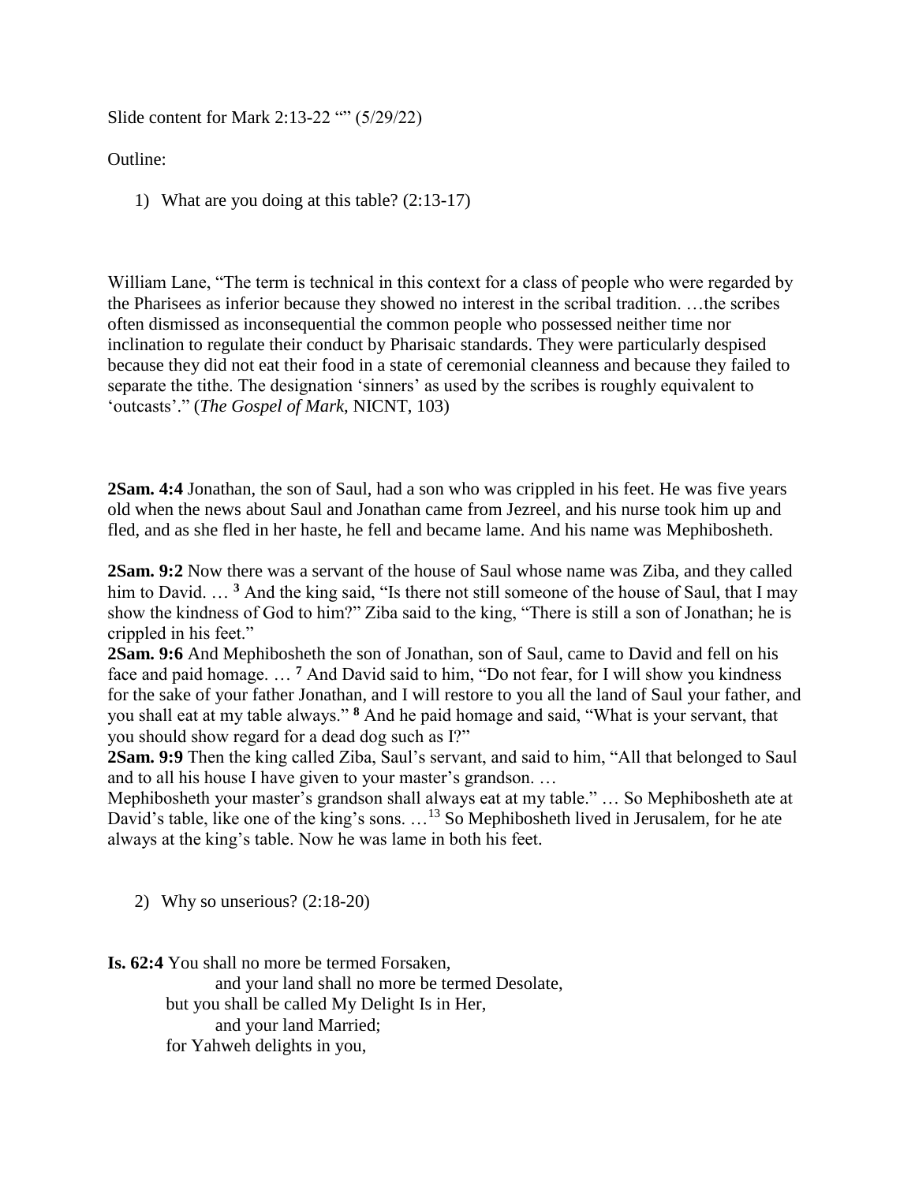Slide content for Mark 2:13-22 "" (5/29/22)

Outline:

1) What are you doing at this table? (2:13-17)

William Lane, "The term is technical in this context for a class of people who were regarded by the Pharisees as inferior because they showed no interest in the scribal tradition. …the scribes often dismissed as inconsequential the common people who possessed neither time nor inclination to regulate their conduct by Pharisaic standards. They were particularly despised because they did not eat their food in a state of ceremonial cleanness and because they failed to separate the tithe. The designation 'sinners' as used by the scribes is roughly equivalent to 'outcasts'." (*The Gospel of Mark*, NICNT, 103)

**2Sam. 4:4** Jonathan, the son of Saul, had a son who was crippled in his feet. He was five years old when the news about Saul and Jonathan came from Jezreel, and his nurse took him up and fled, and as she fled in her haste, he fell and became lame. And his name was Mephibosheth.

**2Sam. 9:2** Now there was a servant of the house of Saul whose name was Ziba, and they called him to David. … **3** And the king said, "Is there not still someone of the house of Saul, that I may show the kindness of God to him?" Ziba said to the king, "There is still a son of Jonathan; he is crippled in his feet."

**2Sam. 9:6** And Mephibosheth the son of Jonathan, son of Saul, came to David and fell on his face and paid homage. … **7** And David said to him, "Do not fear, for I will show you kindness for the sake of your father Jonathan, and I will restore to you all the land of Saul your father, and you shall eat at my table always." **8** And he paid homage and said, "What is your servant, that you should show regard for a dead dog such as I?"

**2Sam. 9:9** Then the king called Ziba, Saul's servant, and said to him, "All that belonged to Saul and to all his house I have given to your master's grandson. …
Mephibosheth your master's grandson shall always eat at my table." … So Mephibosheth ate at David's table, like one of the king's sons. …13 So Mephibosheth lived in Jerusalem, for he ate always at the king's table. Now he was lame in both his feet.

2) Why so unserious? (2:18-20)

**Is. 62:4** You shall no more be termed Forsaken,
and your land shall no more be termed Desolate,
but you shall be called My Delight Is in Her,
and your land Married;
for Yahweh delights in you,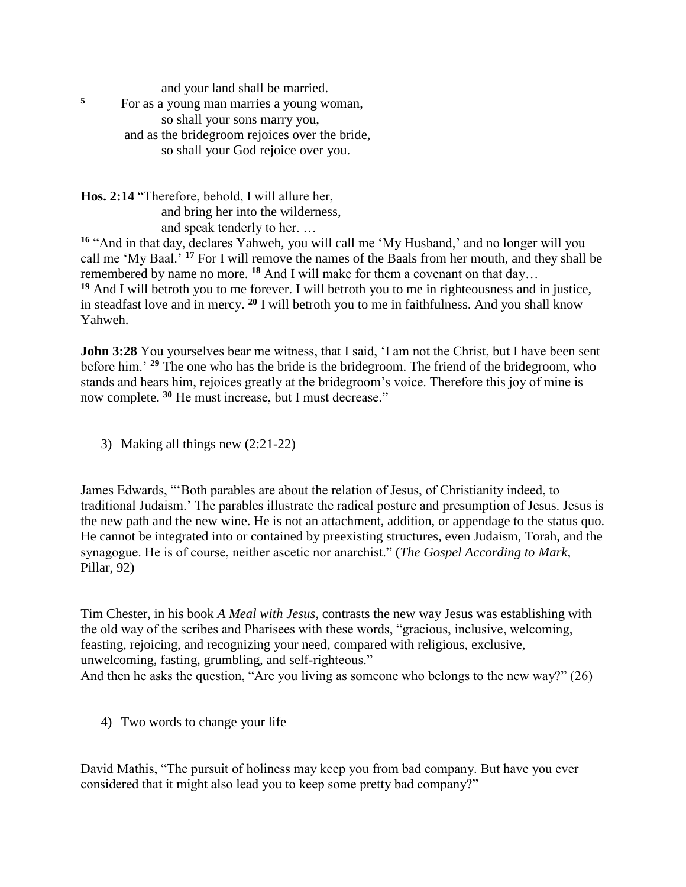and your land shall be married.

[5] For as a young man marries a young woman,
so shall your sons marry you,
and as the bridegroom rejoices over the bride,
so shall your God rejoice over you.

**Hos. 2:14** "Therefore, behold, I will allure her,
and bring her into the wilderness,
and speak tenderly to her. …

[16] "And in that day, declares Yahweh, you will call me 'My Husband,' and no longer will you call me 'My Baal.' [17] For I will remove the names of the Baals from her mouth, and they shall be remembered by name no more. [18] And I will make for them a covenant on that day…
[19] And I will betroth you to me forever. I will betroth you to me in righteousness and in justice, in steadfast love and in mercy. [20] I will betroth you to me in faithfulness. And you shall know Yahweh.

**John 3:28** You yourselves bear me witness, that I said, 'I am not the Christ, but I have been sent before him.' [29] The one who has the bride is the bridegroom. The friend of the bridegroom, who stands and hears him, rejoices greatly at the bridegroom's voice. Therefore this joy of mine is now complete. [30] He must increase, but I must decrease."

3) Making all things new (2:21-22)

James Edwards, "'Both parables are about the relation of Jesus, of Christianity indeed, to traditional Judaism.' The parables illustrate the radical posture and presumption of Jesus. Jesus is the new path and the new wine. He is not an attachment, addition, or appendage to the status quo. He cannot be integrated into or contained by preexisting structures, even Judaism, Torah, and the synagogue. He is of course, neither ascetic nor anarchist." (*The Gospel According to Mark*, Pillar, 92)

Tim Chester, in his book *A Meal with Jesus*, contrasts the new way Jesus was establishing with the old way of the scribes and Pharisees with these words, "gracious, inclusive, welcoming, feasting, rejoicing, and recognizing your need, compared with religious, exclusive, unwelcoming, fasting, grumbling, and self-righteous."
And then he asks the question, "Are you living as someone who belongs to the new way?" (26)

4) Two words to change your life

David Mathis, "The pursuit of holiness may keep you from bad company. But have you ever considered that it might also lead you to keep some pretty bad company?"